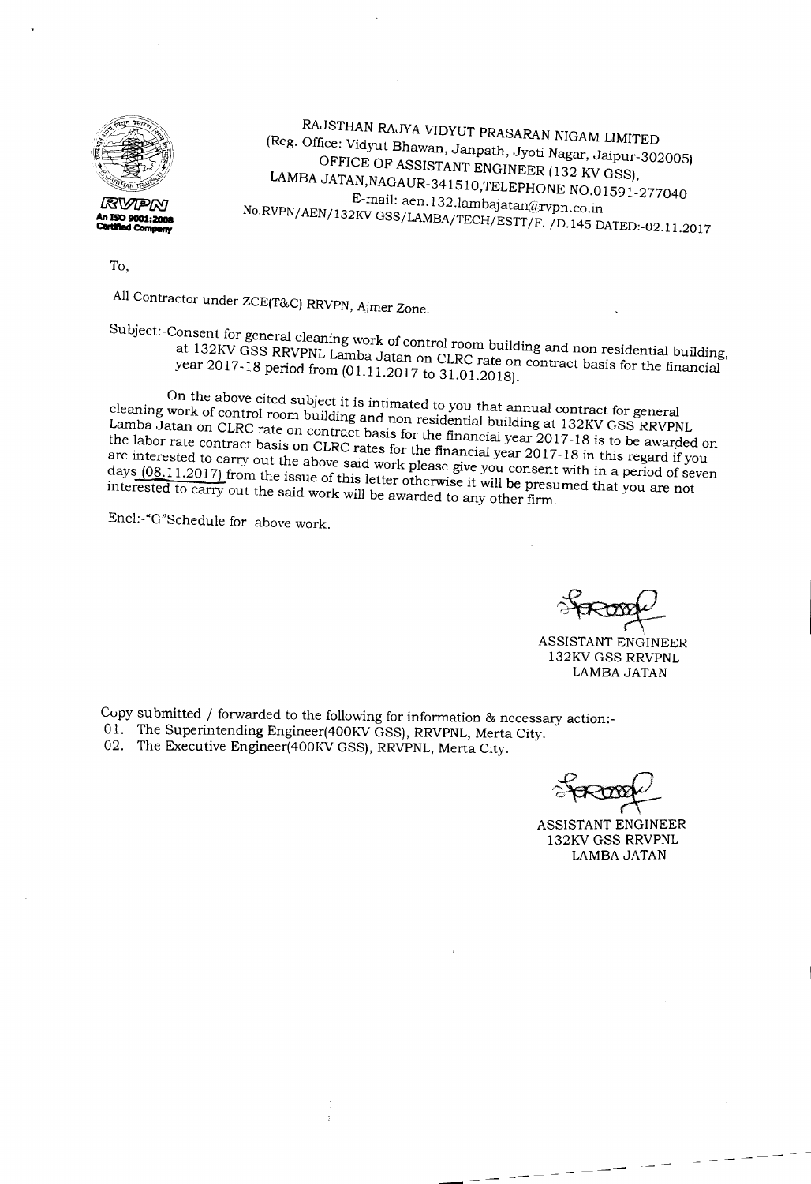RVPN
An ISO 9001:2008 Certified Company

RAJSTHAN RAJYA VIDYUT PRASARAN NIGAM LIMITED
(Reg. Office: Vidyut Bhawan, Janpath, Jyoti Nagar, Jaipur-302005)
OFFICE OF ASSISTANT ENGINEER (132 KV GSS),
LAMBA JATAN,NAGAUR-341510,TELEPHONE NO.01591-277040
E-mail: aen.132.lambajatan@rvpn.co.in
No.RVPN/AEN/132KV GSS/LAMBA/TECH/ESTT/F. /D.145 DATED:-02.11.2017

To,

All Contractor under ZCE(T&C) RRVPN, Ajmer Zone.

Subject:-Consent for general cleaning work of control room building and non residential building, at 132KV GSS RRVPNL Lamba Jatan on CLRC rate on contract basis for the financial year 2017-18 period from (01.11.2017 to 31.01.2018).

On the above cited subject it is intimated to you that annual contract for general cleaning work of control room building and non residential building at 132KV GSS RRVPNL Lamba Jatan on CLRC rate on contract basis for the financial year 2017-18 is to be awarded on the labor rate contract basis on CLRC rates for the financial year 2017-18 in this regard if you are interested to carry out the above said work please give you consent with in a period of seven days (08.11.2017) from the issue of this letter otherwise it will be presumed that you are not interested to carry out the said work will be awarded to any other firm.

Encl:-"G"Schedule for above work.

ASSISTANT ENGINEER
132KV GSS RRVPNL
LAMBA JATAN

Copy submitted / forwarded to the following for information & necessary action:-

01. The Superintending Engineer(400KV GSS), RRVPNL, Merta City.
02. The Executive Engineer(400KV GSS), RRVPNL, Merta City.

ASSISTANT ENGINEER
132KV GSS RRVPNL
LAMBA JATAN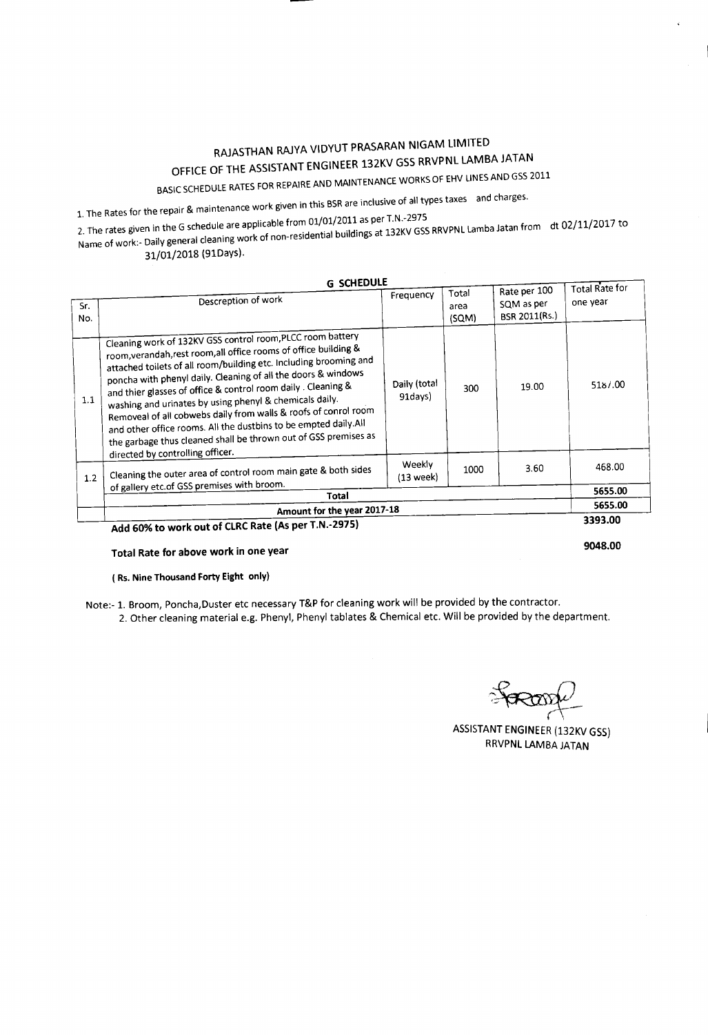# RAJASTHAN RAJYA VIDYUT PRASARAN NIGAM LIMITED

## OFFICE OF THE ASSISTANT ENGINEER 132KV GSS RRVPNL LAMBA JATAN

### BASIC SCHEDULE RATES FOR REPAIRE AND MAINTENANCE WORKS OF EHV LINES AND GSS 2011

1. The Rates for the repair & maintenance work given in this BSR are inclusive of all types taxes and charges.

2. The rates given in the G schedule are applicable from 01/01/2011 as per T.N.-2975

Name of work:- Daily general cleaning work of non-residential buildings at 132KV GSS RRVPNL Lamba Jatan from dt 02/11/2017 to 31/01/2018 (91Days).

**G SCHEDULE**

| Sr. No. | Descreption of work | Frequency | Total area (SQM) | Rate per 100 SQM as per BSR 2011(Rs.) | Total Rate for one year |
|---|---|---|---|---|---|
| 1.1 | Cleaning work of 132KV GSS control room,PLCC room battery room,verandah,rest room,all office rooms of office building & attached toilets of all room/building etc. Including brooming and poncha with phenyl daily. Cleaning of all the doors & windows and thier glasses of office & control room daily . Cleaning & washing and urinates by using phenyl & chemicals daily. Removeal of all cobwebs daily from walls & roofs of conrol room and other office rooms. All the dustbins to be empted daily.All the garbage thus cleaned shall be thrown out of GSS premises as directed by controlling officer. | Daily (total 91days) | 300 | 19.00 | 5187.00 |
| 1.2 | Cleaning the outer area of control room main gate & both sides of gallery etc.of GSS premises with broom. | Weekly (13 week) | 1000 | 3.60 | 468.00 |
| | **Total** | | | | **5655.00** |
| | **Amount for the year 2017-18** | | | | **5655.00** |
| | **Add 60% to work out of CLRC Rate (As per T.N.-2975)** | | | | **3393.00** |

**Total Rate for above work in one year** **9048.00**

**( Rs. Nine Thousand Forty Eight only)**

Note:- 1. Broom, Poncha,Duster etc necessary T&P for cleaning work will be provided by the contractor.

2. Other cleaning material e.g. Phenyl, Phenyl tablates & Chemical etc. Will be provided by the department.

ASSISTANT ENGINEER (132KV GSS)
RRVPNL LAMBA JATAN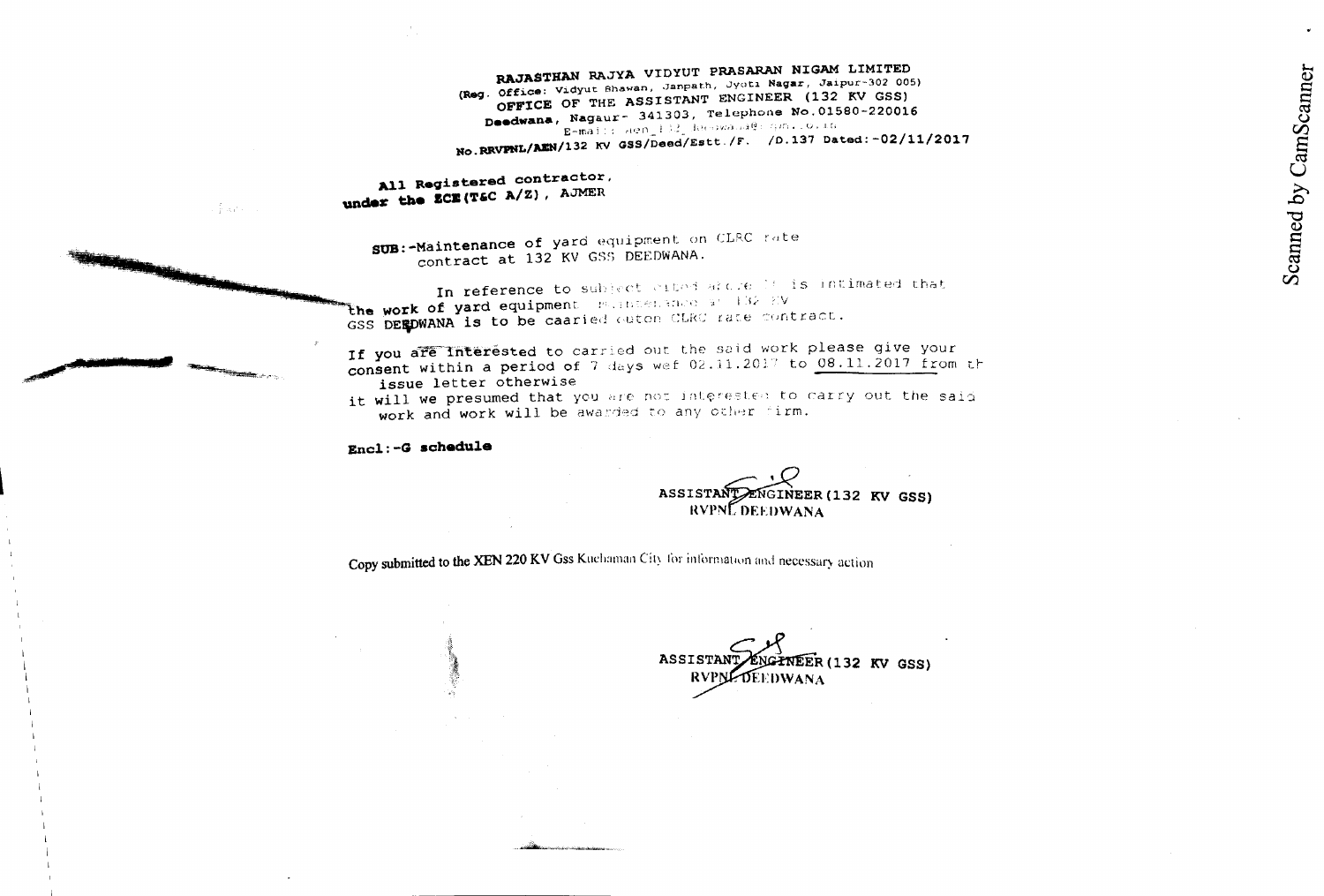**RAJASTHAN RAJYA VIDYUT PRASARAN NIGAM LIMITED**
(Reg. Office: Vidyut Bhawan, Janpath, Jyoti Nagar, Jaipur-302 005)
**OFFICE OF THE ASSISTANT ENGINEER (132 KV GSS)**
**Deedwana**, Nagaur- 341303, Telephone No.01580-220016
E-mail: aen_132_deedwana@rvpn.co.in

**No.RRVPNL/AEN/132 KV GSS/Deed/Estt./F. /D.137 Dated:-02/11/2017**

**All Registered contractor,**
**under the ECE(T&C A/Z), AJMER**

**SUB:**-Maintenance of yard equipment on CLRC rate contract at 132 KV GSS DEEDWANA.

In reference to subject cited above it is intimated that the work of yard equipment maintenance at 132 KV GSS DEEDWANA is to be caaried outon CLRC rate contract.

If you are interested to carried out the said work please give your consent within a period of 7 days wef 02.11.2017 to 08.11.2017 from th issue letter otherwise it will we presumed that you are not interested to carry out the said work and work will be awarded to any other firm.

**Encl:-G schedule**

ASSISTANT ENGINEER (132 KV GSS)
RVPNL DEEDWANA

Copy submitted to the XEN 220 KV Gss Kuchaman City for information and necessary action

ASSISTANT ENGINEER (132 KV GSS)
RVPNL DEEDWANA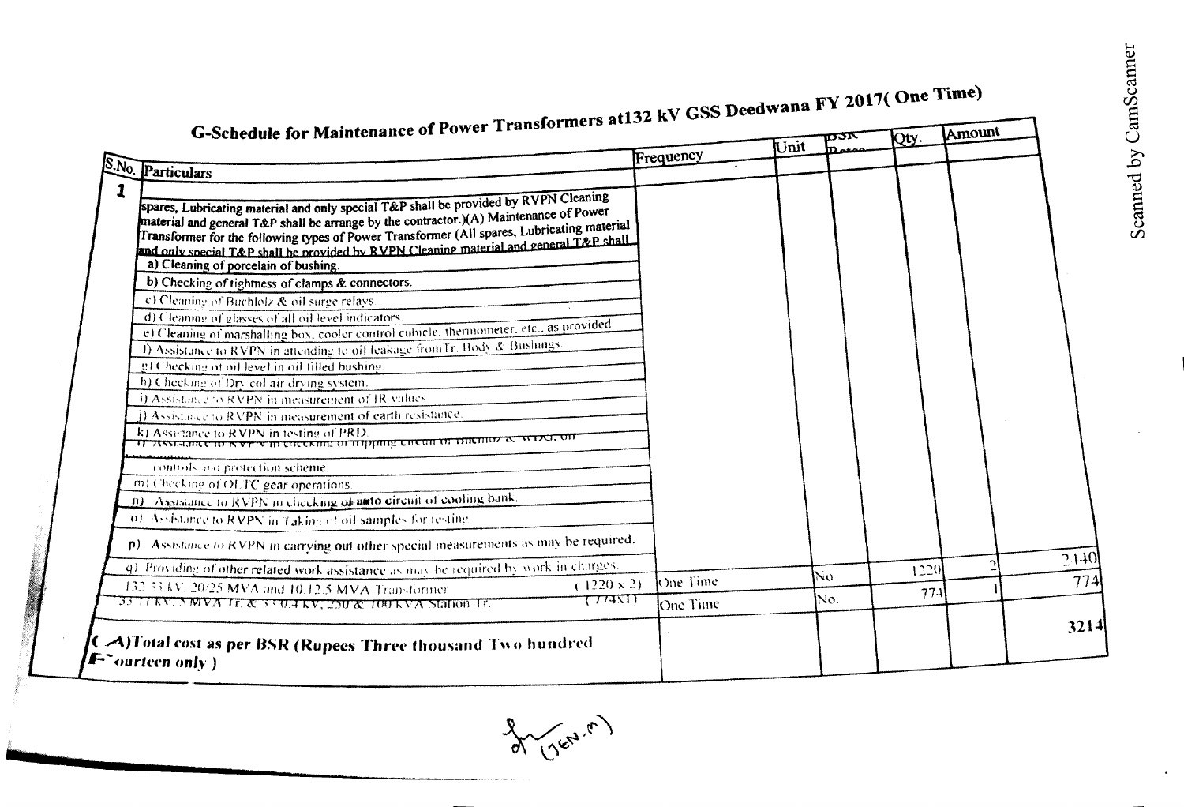## G-Schedule for Maintenance of Power Transformers at132 kV GSS Deedwana FY 2017( One Time)

| S.No. | Particulars | Frequency | Unit | BSR Rates | Qty. | Amount |
|---|---|---|---|---|---|---|
| 1 | spares, Lubricating material and only special T&P shall be provided by RVPN Cleaning material and general T&P shall be arrange by the contractor.)(A) Maintenance of Power Transformer for the following types of Power Transformer (All spares, Lubricating material and only special T&P shall be provided by RVPN Cleaning material and general T&P shall | | | | | |
| | a) Cleaning of porcelain of bushing. | | | | | |
| | b) Checking of tightmess of clamps & connectors. | | | | | |
| | c) Cleaning of Buchlolz & oil surge relays. | | | | | |
| | d) Cleaning of glasses of all oil level indicators. | | | | | |
| | e) Cleaning of marshalling box, cooler control cubicle, thermometer, etc., as provided | | | | | |
| | f) Assistance to RVPN in attending to oil leakage fromTr. Body & Bushings. | | | | | |
| | g) Checking of oil level in oil filled bushing. | | | | | |
| | h) Checking of Dry col air drying system. | | | | | |
| | i) Assistance to RVPN in measurement of IR values. | | | | | |
| | j) Assistance to RVPN in measurement of earth resistance. | | | | | |
| | k) Assistance to RVPN in testing of PRD. | | | | | |
| | l) Assistance to RVPN in checking of tripping circuit of Buchholz & WTI, OTI controls and protection scheme. | | | | | |
| | m) Checking of OLTC gear operations. | | | | | |
| | n) Assistance to RVPN in checking of auto circuit of cooling bank. | | | | | |
| | o) Assistance to RVPN in Taking of oil samples for testing | | | | | |
| | p) Assistance to RVPN in carrying out other special measurements as may be required. | | | | | |
| | q) Providing of other related work assistance as may be required by work in charges. | | | | | |
| | 132/33 kV, 20/25 MVA and 10/12.5 MVA Transformer (1220 x 2) | One Time | No. | 1220 | 2 | 2440 |
| | 33/11 kV, 5 MVA Tr. & 33/0.4 kV, 250 & 100 KVA Station Tr. (774x1) | One Time | No. | 774 | 1 | 774 |
| | **(A)Total cost as per BSR (Rupees Three thousand Two hundred Fourteen only )** | | | | | **3214** |

(JEN.M)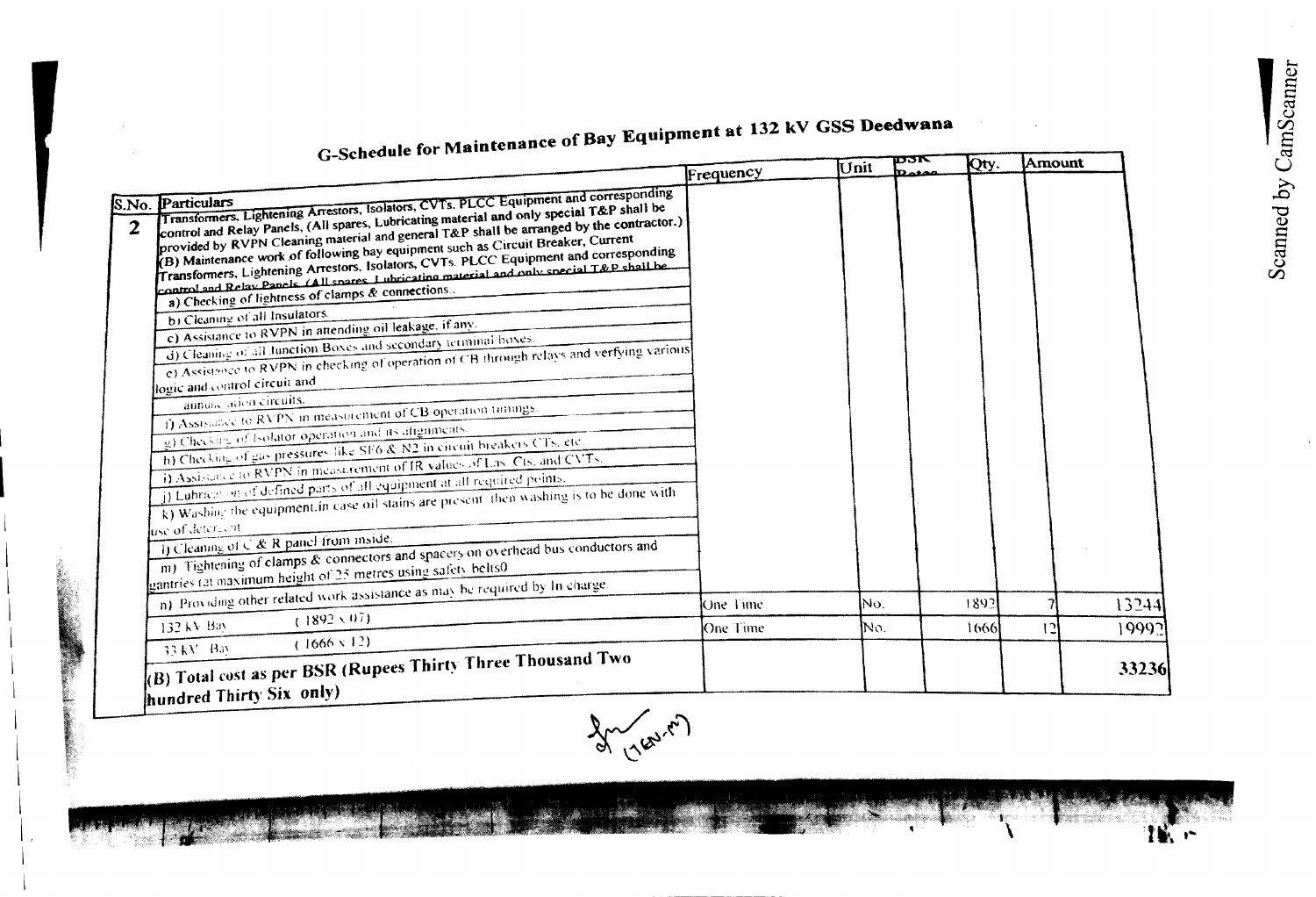# G-Schedule for Maintenance of Bay Equipment at 132 kV GSS Deedwana

| S.No. | Particulars | Frequency | Unit | BSR Rates | Qty. | Amount |
|---|---|---|---|---|---|---|
| 2 | Transformers, Lightening Arrestors, Isolators, CVTs, PLCC Equipment and corresponding control and Relay Panels, (All spares, Lubricating material and only special T&P shall be provided by RVPN Cleaning material and general T&P shall be arranged by the contractor.) | | | | | |
| | (B) Maintenance work of following bay equipment such as Circuit Breaker, Current Transformers, Lightening Arrestors, Isolators, CVTs, PLCC Equipment and corresponding control and Relay Panels. (All spares, Lubricating material and only special T&P shall be | | | | | |
| | a) Checking of tightness of clamps & connections. | | | | | |
| | b) Cleaning of all Insulators. | | | | | |
| | c) Assistance to RVPN in attending oil leakage, if any. | | | | | |
| | d) Cleaning of all Junction Boxes and secondary terminal boxes. | | | | | |
| | e) Assistance to RVPN in checking of operation of CB through relays and verfying various logic and control circuit and annunciation circuits. | | | | | |
| | f) Assistance to RVPN in measurement of CB operation timings. | | | | | |
| | g) Checking of Isolator operation and its alignments. | | | | | |
| | h) Checking of gas pressures like SF6 & N2 in circuit breakers CTs, etc. | | | | | |
| | i) Assistance to RVPN in measurement of IR values of Las, Cts, and CVTs. | | | | | |
| | j) Lubrication of defined parts of all equipment at all required points. | | | | | |
| | k) Washing the equipment in case oil stains are present then washing is to be done with use of detergent. | | | | | |
| | l) Cleaning of C & R panel from inside. | | | | | |
| | m) Tightening of clamps & connectors and spacers on overhead bus conductors and gantries (at maximum height of 25 metres using safety belts0 | | | | | |
| | n) Providing other related work assistance as may be required by In charge. | | | | | |
| | 132 kV Bay (1892 x 07) | One Time | No. | 1892 | 7 | 13244 |
| | 33 kV Bay (1666 x 12) | One Time | No. | 1666 | 12 | 19992 |
| | **(B) Total cost as per BSR (Rupees Thirty Three Thousand Two hundred Thirty Six only)** | | | | | **33236** |

(JEN-M)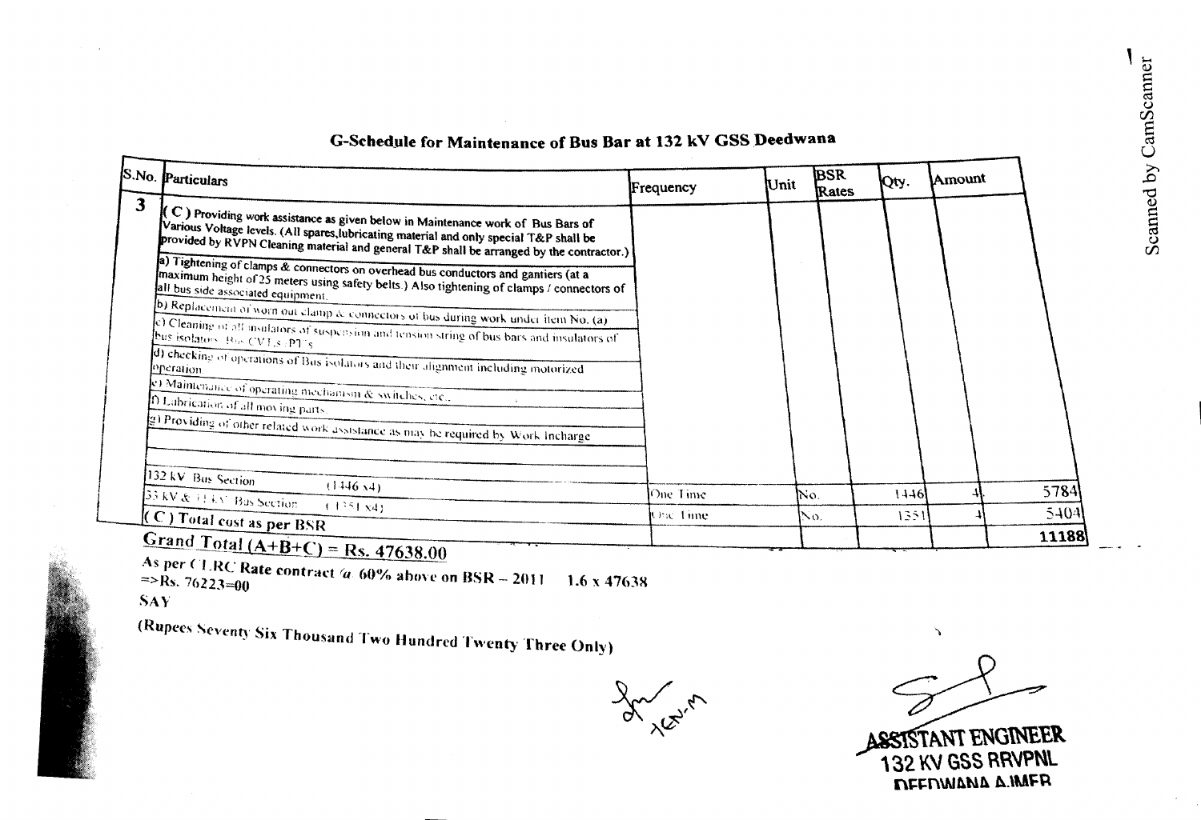## G-Schedule for Maintenance of Bus Bar at 132 kV GSS Deedwana

| S.No. | Particulars | Frequency | Unit | BSR Rates | Qty. | Amount |
|---|---|---|---|---|---|---|
| 3 | **( C ) Providing work assistance as given below in Maintenance work of Bus Bars of Various Voltage levels. (All spares, lubricating material and only special T&P shall be provided by RVPN Cleaning material and general T&P shall be arranged by the contractor.)** | | | | | |
| | a) Tightening of clamps & connectors on overhead bus conductors and gantiers (at a maximum height of 25 meters using safety belts.) Also tightening of clamps / connectors of all bus side associated equipment. | | | | | |
| | b) Replacement of worn out clamp & connectors of bus during work under item No. (a) | | | | | |
| | c) Cleaning of all insulators of suspension and tension string of bus bars and insulators of bus isolators, Bus CVT.s /PT's | | | | | |
| | d) checking of operations of Bus isolators and their alignment including motorized operation. | | | | | |
| | e) Maintenance of operating mechanism & switches, etc., | | | | | |
| | f) Lubrication of all moving parts. | | | | | |
| | g) Providing of other related work assistance as may be required by Work Incharge | | | | | |
| | | | | | | |
| | | | | | | |
| | 132 kV Bus Section (1446 x4) | One Time | No. | 1446 | 4 | 5784 |
| | 33 kV & 11 kV Bus Section (1351 x4) | One Time | No. | 1351 | 4 | 5404 |
| | **( C ) Total cost as per BSR** | | | | | **11188** |

**Grand Total (A+B+C) = Rs. 47638.00**

**As per CLRC Rate contract @ 60% above on BSR – 2011 1.6 x 47638**
**=>Rs. 76223=00**

**SAY**

**(Rupees Seventy Six Thousand Two Hundred Twenty Three Only)**

**ASSISTANT ENGINEER**
**132 KV GSS RRVPNL**
**DEEDWANA AJMER**